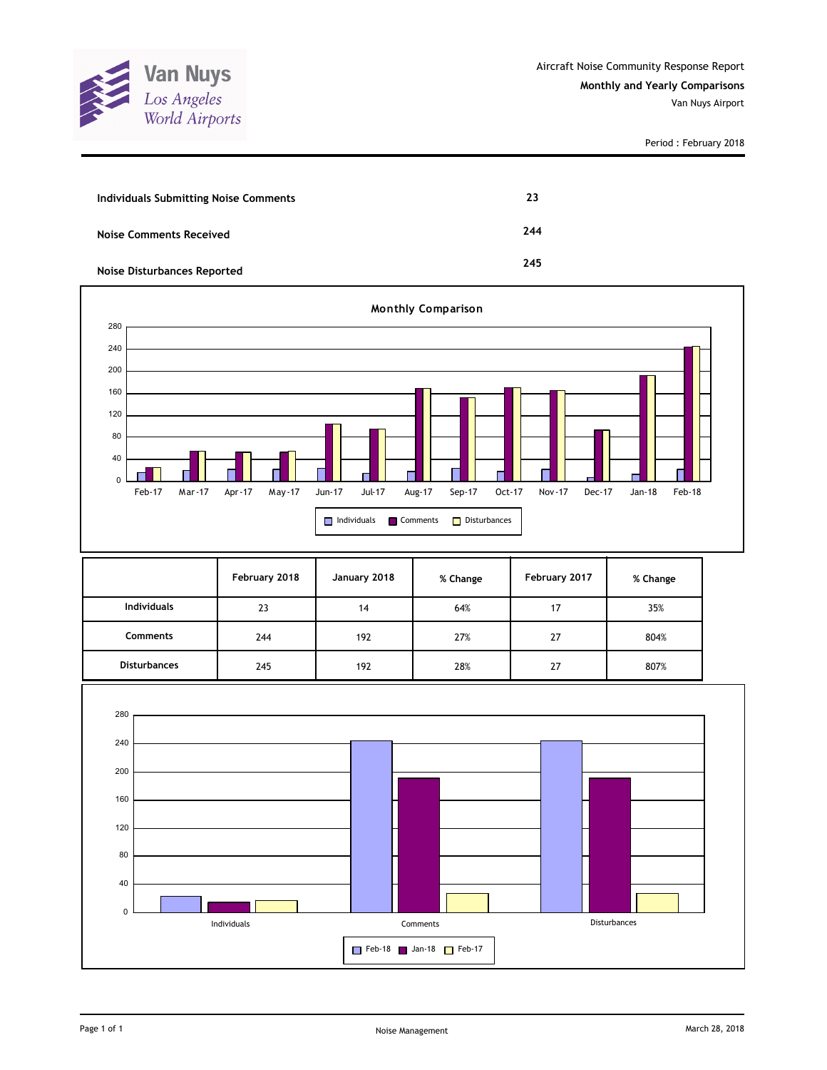Van Nuys
Los Angeles World Airports

Aircraft Noise Community Response Report
**Monthly and Yearly Comparisons**
Van Nuys Airport

Period : February 2018

| | |
|---|---|
| **Individuals Submitting Noise Comments** | **23** |
| **Noise Comments Received** | **244** |
| **Noise Disturbances Reported** | **245** |

**Monthly Comparison**

| | February 2018 | January 2018 | % Change | February 2017 | % Change |
|---|---|---|---|---|---|
| **Individuals** | 23 | 14 | 64% | 17 | 35% |
| **Comments** | 244 | 192 | 27% | 27 | 804% |
| **Disturbances** | 245 | 192 | 28% | 27 | 807% |

Noise Management

March 28, 2018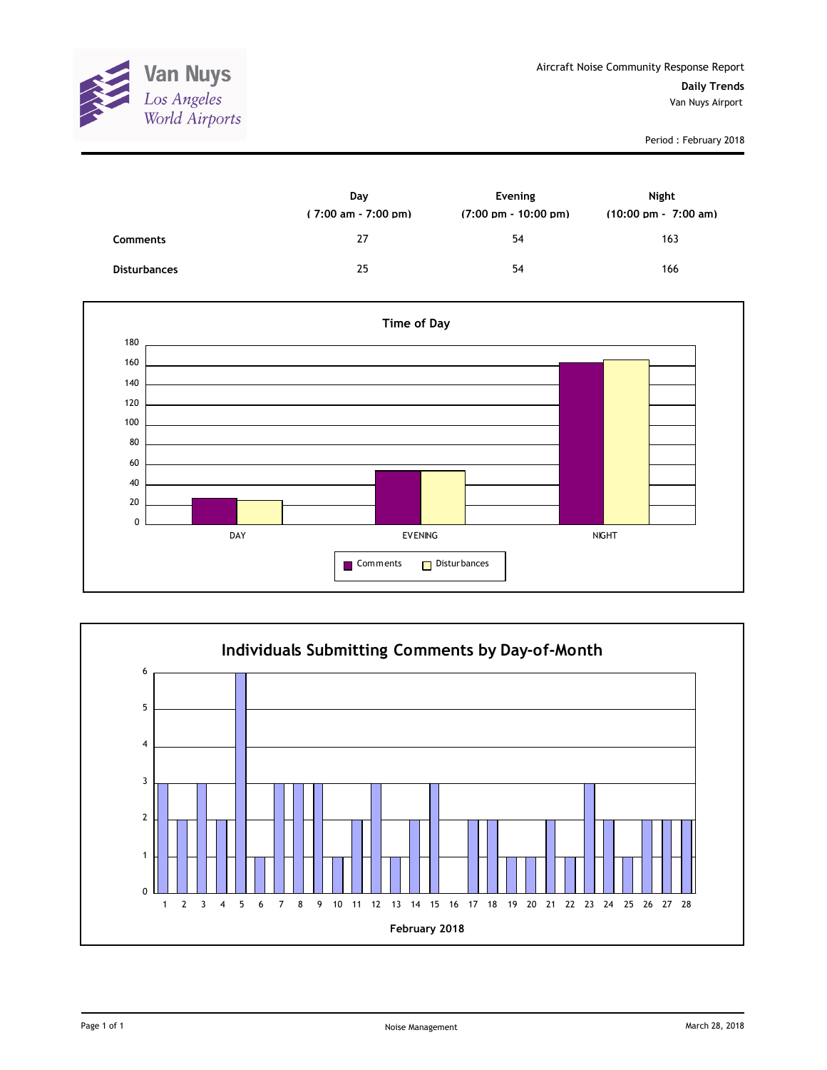Van Nuys
*Los Angeles World Airports*

Aircraft Noise Community Response Report

**Daily Trends**

Van Nuys Airport

Period : February 2018

| | Day<br>( 7:00 am - 7:00 pm) | Evening<br>(7:00 pm - 10:00 pm) | Night<br>(10:00 pm - 7:00 am) |
|---|---|---|---|
| **Comments** | 27 | 54 | 163 |
| **Disturbances** | 25 | 54 | 166 |

**Time of Day**

| | DAY | EVENING | NIGHT |
|---|---|---|---|
| Comments | 27 | 54 | 163 |
| Disturbances | 25 | 54 | 166 |

**Individuals Submitting Comments by Day-of-Month**

February 2018

| Day | 1 | 2 | 3 | 4 | 5 | 6 | 7 | 8 | 9 | 10 | 11 | 12 | 13 | 14 | 15 | 16 | 17 | 18 | 19 | 20 | 21 | 22 | 23 | 24 | 25 | 26 | 27 | 28 |
|---|---|---|---|---|---|---|---|---|---|---|---|---|---|---|---|---|---|---|---|---|---|---|---|---|---|---|---|---|
| Individuals | 3 | 2 | 3 | 2 | 6 | 1 | 3 | 3 | 3 | 1 | 2 | 3 | 1 | 2 | 3 | 0 | 2 | 2 | 1 | 1 | 2 | 1 | 3 | 2 | 1 | 2 | 2 | 2 |

Noise Management

March 28, 2018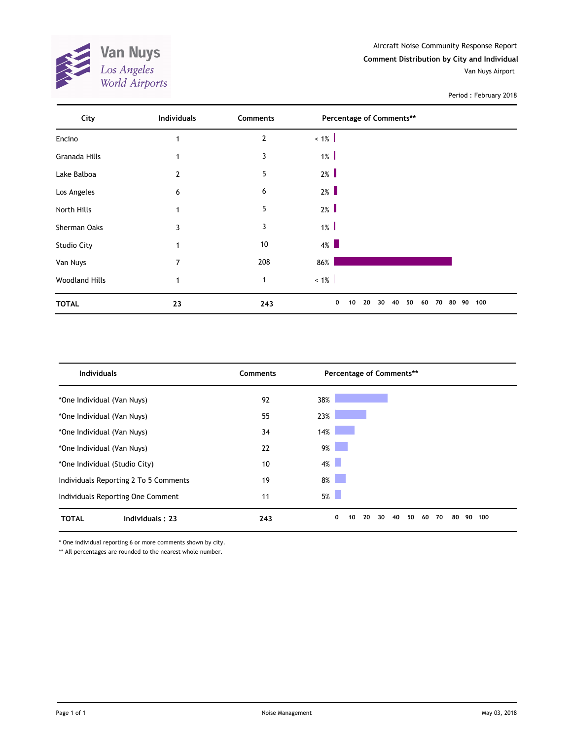Van Nuys
Los Angeles World Airports

Aircraft Noise Community Response Report

**Comment Distribution by City and Individual**

Van Nuys Airport

Period : February 2018

| City | Individuals | Comments | Percentage of Comments** |
|---|---|---|---|
| Encino | 1 | 2 | < 1% |
| Granada Hills | 1 | 3 | 1% |
| Lake Balboa | 2 | 5 | 2% |
| Los Angeles | 6 | 6 | 2% |
| North Hills | 1 | 5 | 2% |
| Sherman Oaks | 3 | 3 | 1% |
| Studio City | 1 | 10 | 4% |
| Van Nuys | 7 | 208 | 86% |
| Woodland Hills | 1 | 1 | < 1% |
| **TOTAL** | **23** | **243** | |

| Individuals | Comments | Percentage of Comments** |
|---|---|---|
| *One Individual (Van Nuys) | 92 | 38% |
| *One Individual (Van Nuys) | 55 | 23% |
| *One Individual (Van Nuys) | 34 | 14% |
| *One Individual (Van Nuys) | 22 | 9% |
| *One Individual (Studio City) | 10 | 4% |
| Individuals Reporting 2 To 5 Comments | 19 | 8% |
| Individuals Reporting One Comment | 11 | 5% |
| **TOTAL** **Individuals : 23** | **243** | |

* One individual reporting 6 or more comments shown by city.

** All percentages are rounded to the nearest whole number.

Noise Management

May 03, 2018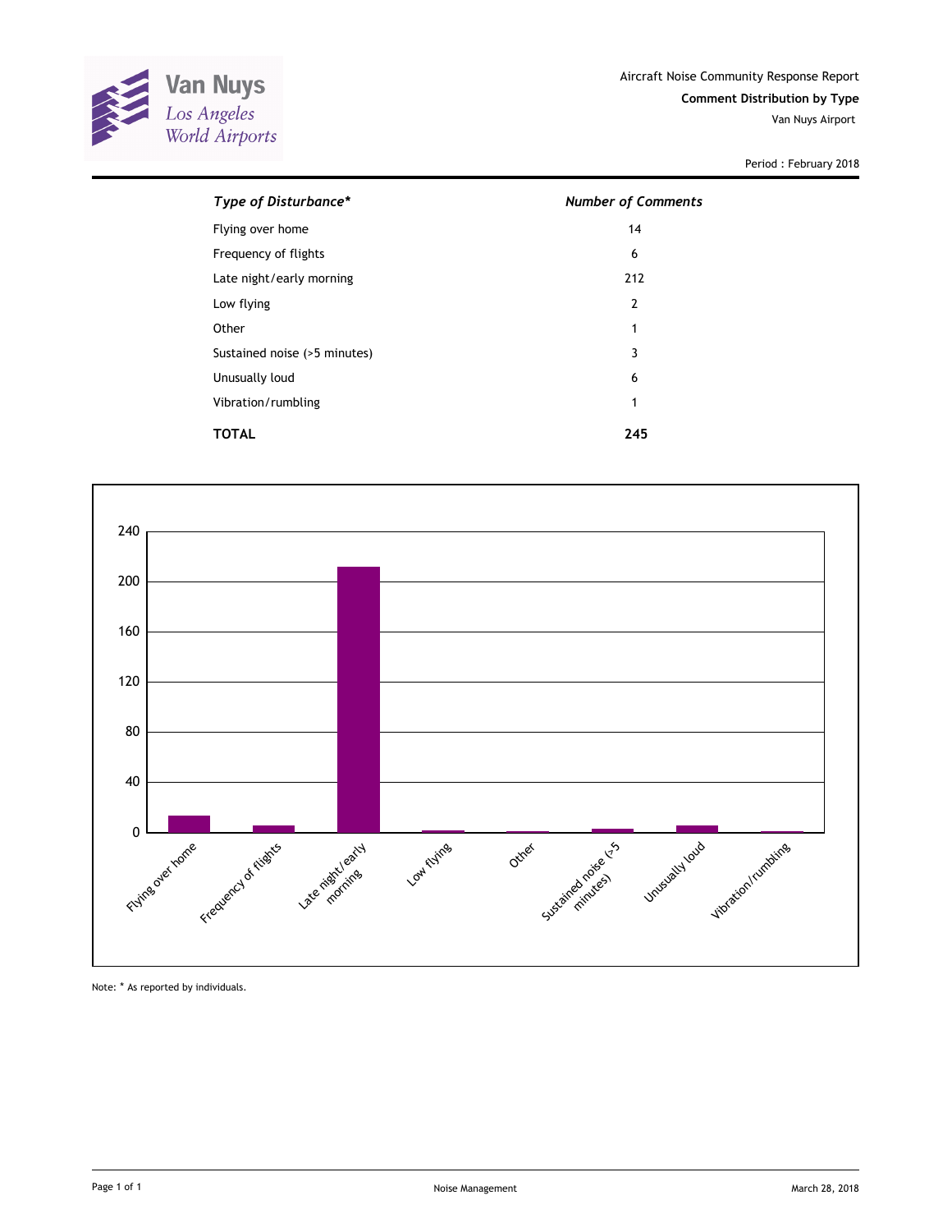Van Nuys
Los Angeles World Airports

Aircraft Noise Community Response Report

**Comment Distribution by Type**

Van Nuys Airport

Period : February 2018

| *Type of Disturbance** | *Number of Comments* |
|---|---|
| Flying over home | 14 |
| Frequency of flights | 6 |
| Late night/early morning | 212 |
| Low flying | 2 |
| Other | 1 |
| Sustained noise (>5 minutes) | 3 |
| Unusually loud | 6 |
| Vibration/rumbling | 1 |
| **TOTAL** | **245** |

Note: * As reported by individuals.

Noise Management

March 28, 2018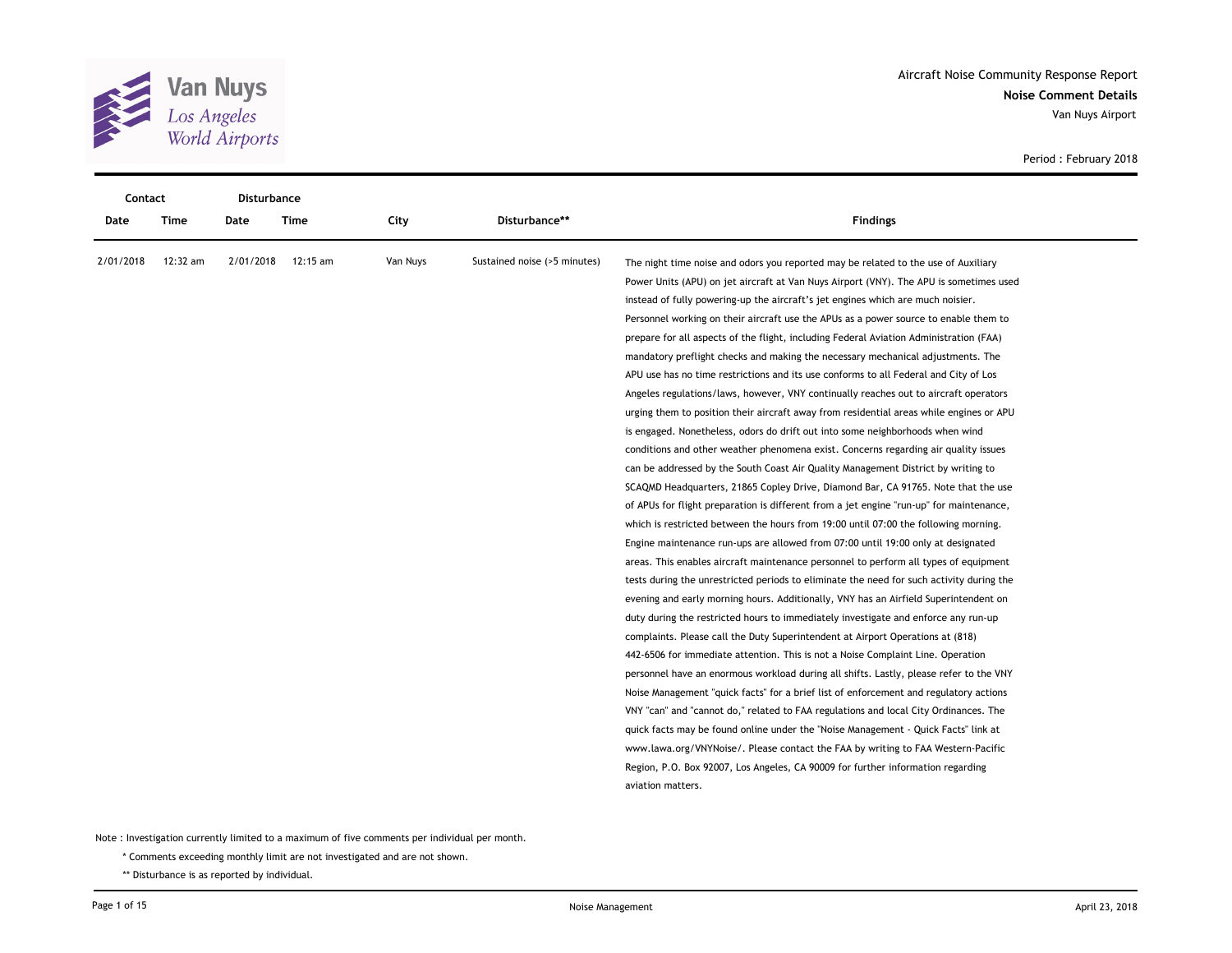Aircraft Noise Community Response Report

**Noise Comment Details**

Van Nuys Airport

Period : February 2018

| Contact | | Disturbance | | | | |
|---|---|---|---|---|---|---|
| Date | Time | Date | Time | City | Disturbance** | Findings |
| 2/01/2018 | 12:32 am | 2/01/2018 | 12:15 am | Van Nuys | Sustained noise (>5 minutes) | The night time noise and odors you reported may be related to the use of Auxiliary Power Units (APU) on jet aircraft at Van Nuys Airport (VNY). The APU is sometimes used instead of fully powering-up the aircraft's jet engines which are much noisier. Personnel working on their aircraft use the APUs as a power source to enable them to prepare for all aspects of the flight, including Federal Aviation Administration (FAA) mandatory preflight checks and making the necessary mechanical adjustments. The APU use has no time restrictions and its use conforms to all Federal and City of Los Angeles regulations/laws, however, VNY continually reaches out to aircraft operators urging them to position their aircraft away from residential areas while engines or APU is engaged. Nonetheless, odors do drift out into some neighborhoods when wind conditions and other weather phenomena exist. Concerns regarding air quality issues can be addressed by the South Coast Air Quality Management District by writing to SCAQMD Headquarters, 21865 Copley Drive, Diamond Bar, CA 91765. Note that the use of APUs for flight preparation is different from a jet engine "run-up" for maintenance, which is restricted between the hours from 19:00 until 07:00 the following morning. Engine maintenance run-ups are allowed from 07:00 until 19:00 only at designated areas. This enables aircraft maintenance personnel to perform all types of equipment tests during the unrestricted periods to eliminate the need for such activity during the evening and early morning hours. Additionally, VNY has an Airfield Superintendent on duty during the restricted hours to immediately investigate and enforce any run-up complaints. Please call the Duty Superintendent at Airport Operations at (818) 442-6506 for immediate attention. This is not a Noise Complaint Line. Operation personnel have an enormous workload during all shifts. Lastly, please refer to the VNY Noise Management "quick facts" for a brief list of enforcement and regulatory actions VNY "can" and "cannot do," related to FAA regulations and local City Ordinances. The quick facts may be found online under the "Noise Management - Quick Facts" link at www.lawa.org/VNYNoise/. Please contact the FAA by writing to FAA Western-Pacific Region, P.O. Box 92007, Los Angeles, CA 90009 for further information regarding aviation matters. |

Note : Investigation currently limited to a maximum of five comments per individual per month.

* Comments exceeding monthly limit are not investigated and are not shown.

** Disturbance is as reported by individual.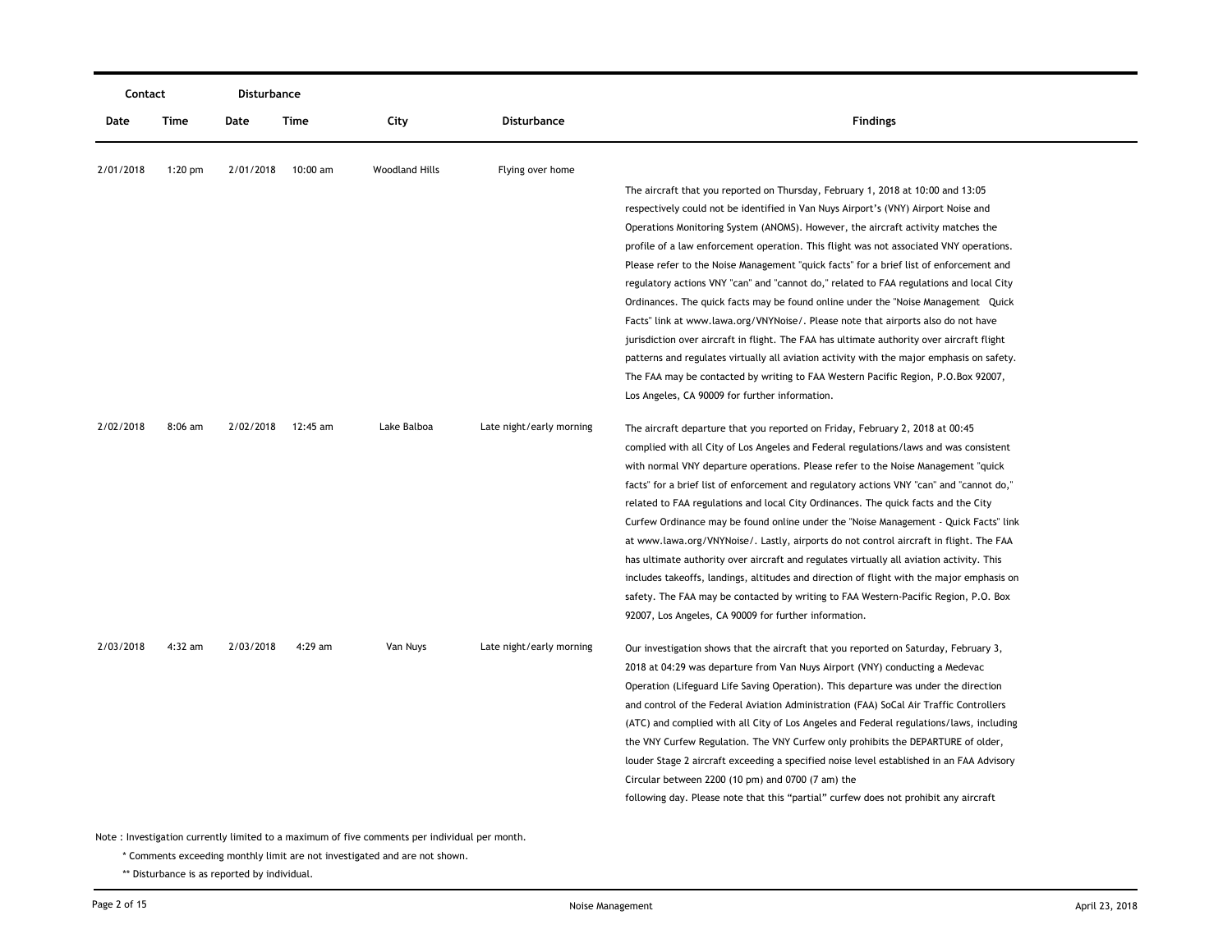| Contact | | Disturbance | | | | |
|---|---|---|---|---|---|---|
| Date | Time | Date | Time | City | Disturbance | Findings |
| 2/01/2018 | 1:20 pm | 2/01/2018 | 10:00 am | Woodland Hills | Flying over home | The aircraft that you reported on Thursday, February 1, 2018 at 10:00 and 13:05 respectively could not be identified in Van Nuys Airport's (VNY) Airport Noise and Operations Monitoring System (ANOMS). However, the aircraft activity matches the profile of a law enforcement operation. This flight was not associated VNY operations. Please refer to the Noise Management "quick facts" for a brief list of enforcement and regulatory actions VNY "can" and "cannot do," related to FAA regulations and local City Ordinances. The quick facts may be found online under the "Noise Management Quick Facts" link at www.lawa.org/VNYNoise/. Please note that airports also do not have jurisdiction over aircraft in flight. The FAA has ultimate authority over aircraft flight patterns and regulates virtually all aviation activity with the major emphasis on safety. The FAA may be contacted by writing to FAA Western Pacific Region, P.O.Box 92007, Los Angeles, CA 90009 for further information. |
| 2/02/2018 | 8:06 am | 2/02/2018 | 12:45 am | Lake Balboa | Late night/early morning | The aircraft departure that you reported on Friday, February 2, 2018 at 00:45 complied with all City of Los Angeles and Federal regulations/laws and was consistent with normal VNY departure operations. Please refer to the Noise Management "quick facts" for a brief list of enforcement and regulatory actions VNY "can" and "cannot do," related to FAA regulations and local City Ordinances. The quick facts and the City Curfew Ordinance may be found online under the "Noise Management - Quick Facts" link at www.lawa.org/VNYNoise/. Lastly, airports do not control aircraft in flight. The FAA has ultimate authority over aircraft and regulates virtually all aviation activity. This includes takeoffs, landings, altitudes and direction of flight with the major emphasis on safety. The FAA may be contacted by writing to FAA Western-Pacific Region, P.O. Box 92007, Los Angeles, CA 90009 for further information. |
| 2/03/2018 | 4:32 am | 2/03/2018 | 4:29 am | Van Nuys | Late night/early morning | Our investigation shows that the aircraft that you reported on Saturday, February 3, 2018 at 04:29 was departure from Van Nuys Airport (VNY) conducting a Medevac Operation (Lifeguard Life Saving Operation). This departure was under the direction and control of the Federal Aviation Administration (FAA) SoCal Air Traffic Controllers (ATC) and complied with all City of Los Angeles and Federal regulations/laws, including the VNY Curfew Regulation. The VNY Curfew only prohibits the DEPARTURE of older, louder Stage 2 aircraft exceeding a specified noise level established in an FAA Advisory Circular between 2200 (10 pm) and 0700 (7 am) the following day. Please note that this "partial" curfew does not prohibit any aircraft |

Note : Investigation currently limited to a maximum of five comments per individual per month.

\* Comments exceeding monthly limit are not investigated and are not shown.

\*\* Disturbance is as reported by individual.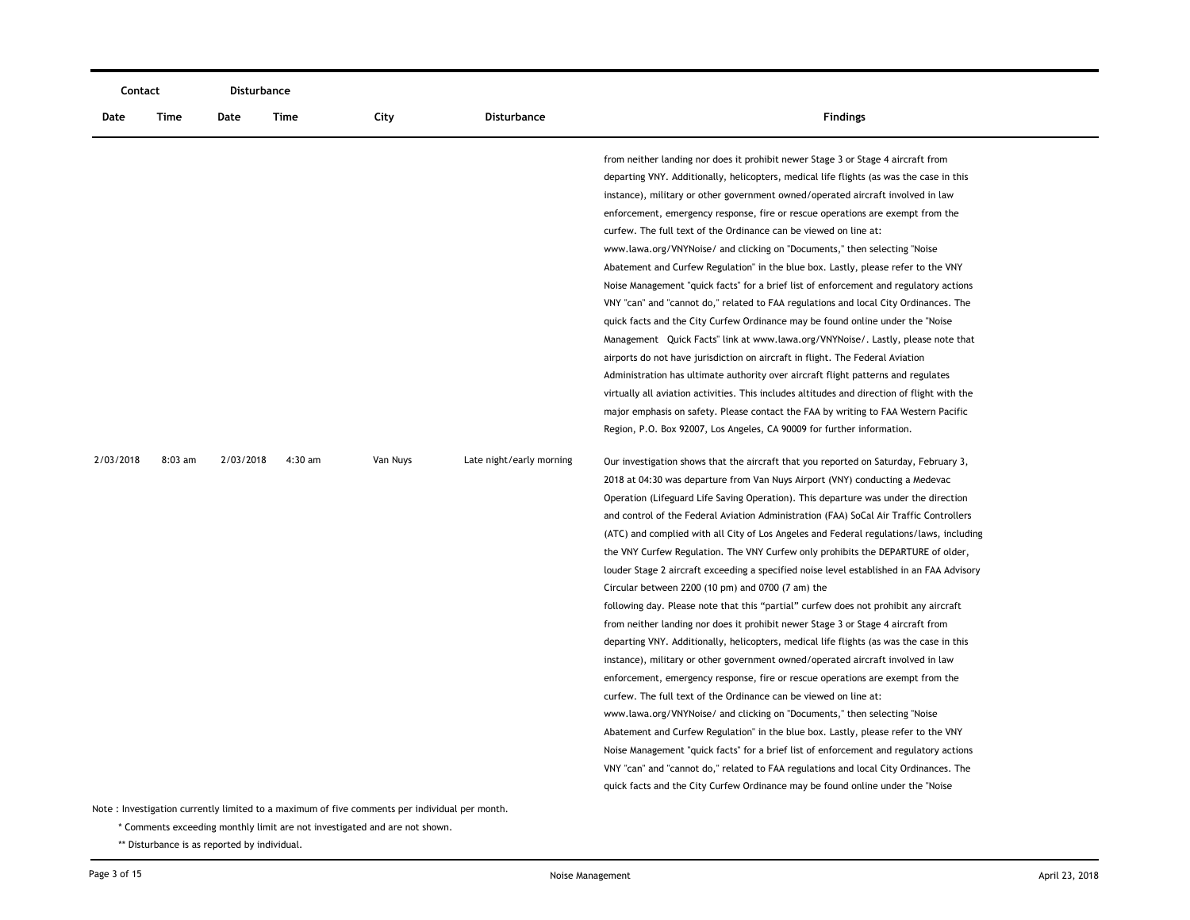| Contact | | Disturbance | | | | |
|---|---|---|---|---|---|---|
| Date | Time | Date | Time | City | Disturbance | Findings |
| | | | | | | from neither landing nor does it prohibit newer Stage 3 or Stage 4 aircraft from departing VNY. Additionally, helicopters, medical life flights (as was the case in this instance), military or other government owned/operated aircraft involved in law enforcement, emergency response, fire or rescue operations are exempt from the curfew. The full text of the Ordinance can be viewed on line at: www.lawa.org/VNYNoise/ and clicking on "Documents," then selecting "Noise Abatement and Curfew Regulation" in the blue box. Lastly, please refer to the VNY Noise Management "quick facts" for a brief list of enforcement and regulatory actions VNY "can" and "cannot do," related to FAA regulations and local City Ordinances. The quick facts and the City Curfew Ordinance may be found online under the "Noise Management Quick Facts" link at www.lawa.org/VNYNoise/. Lastly, please note that airports do not have jurisdiction on aircraft in flight. The Federal Aviation Administration has ultimate authority over aircraft flight patterns and regulates virtually all aviation activities. This includes altitudes and direction of flight with the major emphasis on safety. Please contact the FAA by writing to FAA Western Pacific Region, P.O. Box 92007, Los Angeles, CA 90009 for further information. |
| 2/03/2018 | 8:03 am | 2/03/2018 | 4:30 am | Van Nuys | Late night/early morning | Our investigation shows that the aircraft that you reported on Saturday, February 3, 2018 at 04:30 was departure from Van Nuys Airport (VNY) conducting a Medevac Operation (Lifeguard Life Saving Operation). This departure was under the direction and control of the Federal Aviation Administration (FAA) SoCal Air Traffic Controllers (ATC) and complied with all City of Los Angeles and Federal regulations/laws, including the VNY Curfew Regulation. The VNY Curfew only prohibits the DEPARTURE of older, louder Stage 2 aircraft exceeding a specified noise level established in an FAA Advisory Circular between 2200 (10 pm) and 0700 (7 am) the following day. Please note that this "partial" curfew does not prohibit any aircraft from neither landing nor does it prohibit newer Stage 3 or Stage 4 aircraft from departing VNY. Additionally, helicopters, medical life flights (as was the case in this instance), military or other government owned/operated aircraft involved in law enforcement, emergency response, fire or rescue operations are exempt from the curfew. The full text of the Ordinance can be viewed on line at: www.lawa.org/VNYNoise/ and clicking on "Documents," then selecting "Noise Abatement and Curfew Regulation" in the blue box. Lastly, please refer to the VNY Noise Management "quick facts" for a brief list of enforcement and regulatory actions VNY "can" and "cannot do," related to FAA regulations and local City Ordinances. The quick facts and the City Curfew Ordinance may be found online under the "Noise |

Note : Investigation currently limited to a maximum of five comments per individual per month.

* Comments exceeding monthly limit are not investigated and are not shown.

** Disturbance is as reported by individual.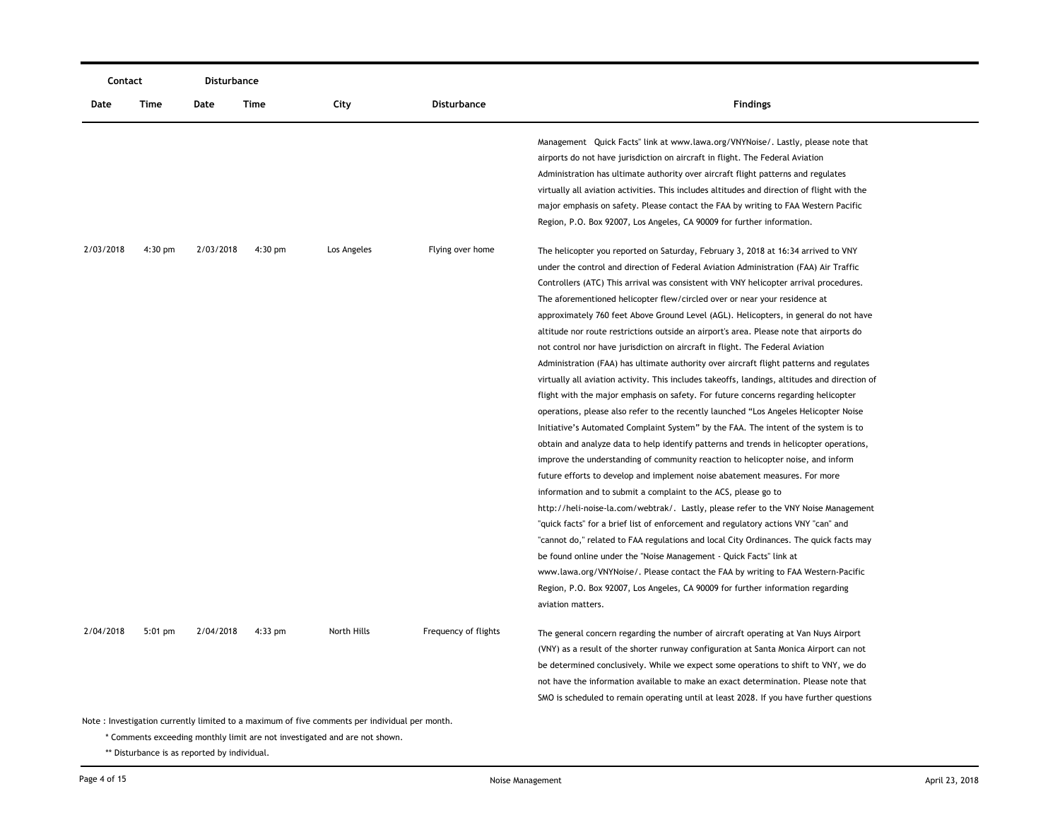| Contact | | Disturbance | | | | |
|---|---|---|---|---|---|---|
| Date | Time | Date | Time | City | Disturbance | Findings |
| | | | | | | Management Quick Facts" link at www.lawa.org/VNYNoise/. Lastly, please note that airports do not have jurisdiction on aircraft in flight. The Federal Aviation Administration has ultimate authority over aircraft flight patterns and regulates virtually all aviation activities. This includes altitudes and direction of flight with the major emphasis on safety. Please contact the FAA by writing to FAA Western Pacific Region, P.O. Box 92007, Los Angeles, CA 90009 for further information. |
| 2/03/2018 | 4:30 pm | 2/03/2018 | 4:30 pm | Los Angeles | Flying over home | The helicopter you reported on Saturday, February 3, 2018 at 16:34 arrived to VNY under the control and direction of Federal Aviation Administration (FAA) Air Traffic Controllers (ATC) This arrival was consistent with VNY helicopter arrival procedures. The aforementioned helicopter flew/circled over or near your residence at approximately 760 feet Above Ground Level (AGL). Helicopters, in general do not have altitude nor route restrictions outside an airport's area. Please note that airports do not control nor have jurisdiction on aircraft in flight. The Federal Aviation Administration (FAA) has ultimate authority over aircraft flight patterns and regulates virtually all aviation activity. This includes takeoffs, landings, altitudes and direction of flight with the major emphasis on safety. For future concerns regarding helicopter operations, please also refer to the recently launched "Los Angeles Helicopter Noise Initiative's Automated Complaint System" by the FAA. The intent of the system is to obtain and analyze data to help identify patterns and trends in helicopter operations, improve the understanding of community reaction to helicopter noise, and inform future efforts to develop and implement noise abatement measures. For more information and to submit a complaint to the ACS, please go to http://heli-noise-la.com/webtrak/. Lastly, please refer to the VNY Noise Management "quick facts" for a brief list of enforcement and regulatory actions VNY "can" and "cannot do," related to FAA regulations and local City Ordinances. The quick facts may be found online under the "Noise Management - Quick Facts" link at www.lawa.org/VNYNoise/. Please contact the FAA by writing to FAA Western-Pacific Region, P.O. Box 92007, Los Angeles, CA 90009 for further information regarding aviation matters. |
| 2/04/2018 | 5:01 pm | 2/04/2018 | 4:33 pm | North Hills | Frequency of flights | The general concern regarding the number of aircraft operating at Van Nuys Airport (VNY) as a result of the shorter runway configuration at Santa Monica Airport can not be determined conclusively. While we expect some operations to shift to VNY, we do not have the information available to make an exact determination. Please note that SMO is scheduled to remain operating until at least 2028. If you have further questions |

Note : Investigation currently limited to a maximum of five comments per individual per month.

\* Comments exceeding monthly limit are not investigated and are not shown.

\*\* Disturbance is as reported by individual.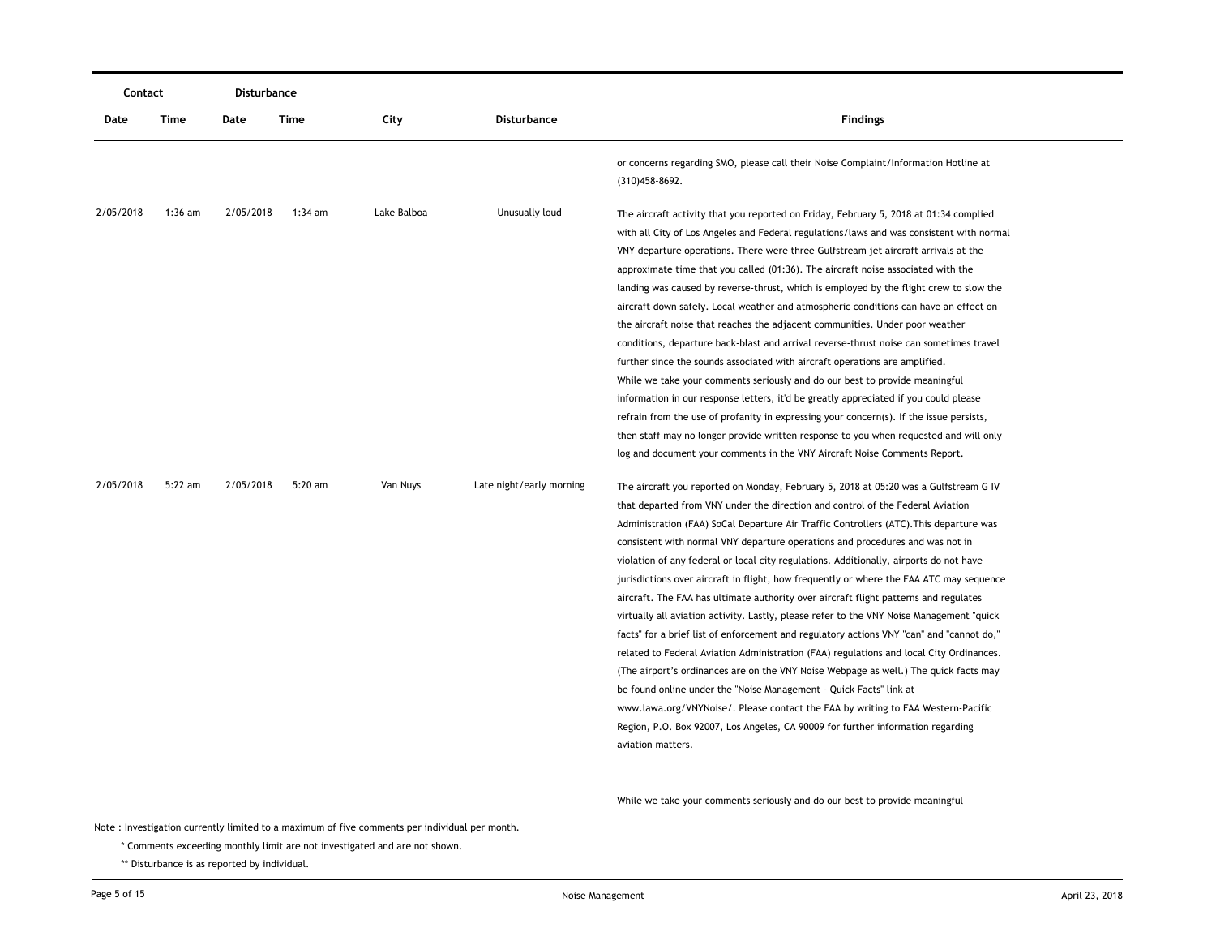| Contact | | Disturbance | | | | |
|---|---|---|---|---|---|---|
| Date | Time | Date | Time | City | Disturbance | Findings |
| | | | | | | or concerns regarding SMO, please call their Noise Complaint/Information Hotline at (310)458-8692. |
| 2/05/2018 | 1:36 am | 2/05/2018 | 1:34 am | Lake Balboa | Unusually loud | The aircraft activity that you reported on Friday, February 5, 2018 at 01:34 complied with all City of Los Angeles and Federal regulations/laws and was consistent with normal VNY departure operations. There were three Gulfstream jet aircraft arrivals at the approximate time that you called (01:36). The aircraft noise associated with the landing was caused by reverse-thrust, which is employed by the flight crew to slow the aircraft down safely. Local weather and atmospheric conditions can have an effect on the aircraft noise that reaches the adjacent communities. Under poor weather conditions, departure back-blast and arrival reverse-thrust noise can sometimes travel further since the sounds associated with aircraft operations are amplified. While we take your comments seriously and do our best to provide meaningful information in our response letters, it'd be greatly appreciated if you could please refrain from the use of profanity in expressing your concern(s). If the issue persists, then staff may no longer provide written response to you when requested and will only log and document your comments in the VNY Aircraft Noise Comments Report. |
| 2/05/2018 | 5:22 am | 2/05/2018 | 5:20 am | Van Nuys | Late night/early morning | The aircraft you reported on Monday, February 5, 2018 at 05:20 was a Gulfstream G IV that departed from VNY under the direction and control of the Federal Aviation Administration (FAA) SoCal Departure Air Traffic Controllers (ATC).This departure was consistent with normal VNY departure operations and procedures and was not in violation of any federal or local city regulations. Additionally, airports do not have jurisdictions over aircraft in flight, how frequently or where the FAA ATC may sequence aircraft. The FAA has ultimate authority over aircraft flight patterns and regulates virtually all aviation activity. Lastly, please refer to the VNY Noise Management "quick facts" for a brief list of enforcement and regulatory actions VNY "can" and "cannot do," related to Federal Aviation Administration (FAA) regulations and local City Ordinances. (The airport's ordinances are on the VNY Noise Webpage as well.) The quick facts may be found online under the "Noise Management - Quick Facts" link at www.lawa.org/VNYNoise/. Please contact the FAA by writing to FAA Western-Pacific Region, P.O. Box 92007, Los Angeles, CA 90009 for further information regarding aviation matters. While we take your comments seriously and do our best to provide meaningful |

Note : Investigation currently limited to a maximum of five comments per individual per month.

\* Comments exceeding monthly limit are not investigated and are not shown.

\*\* Disturbance is as reported by individual.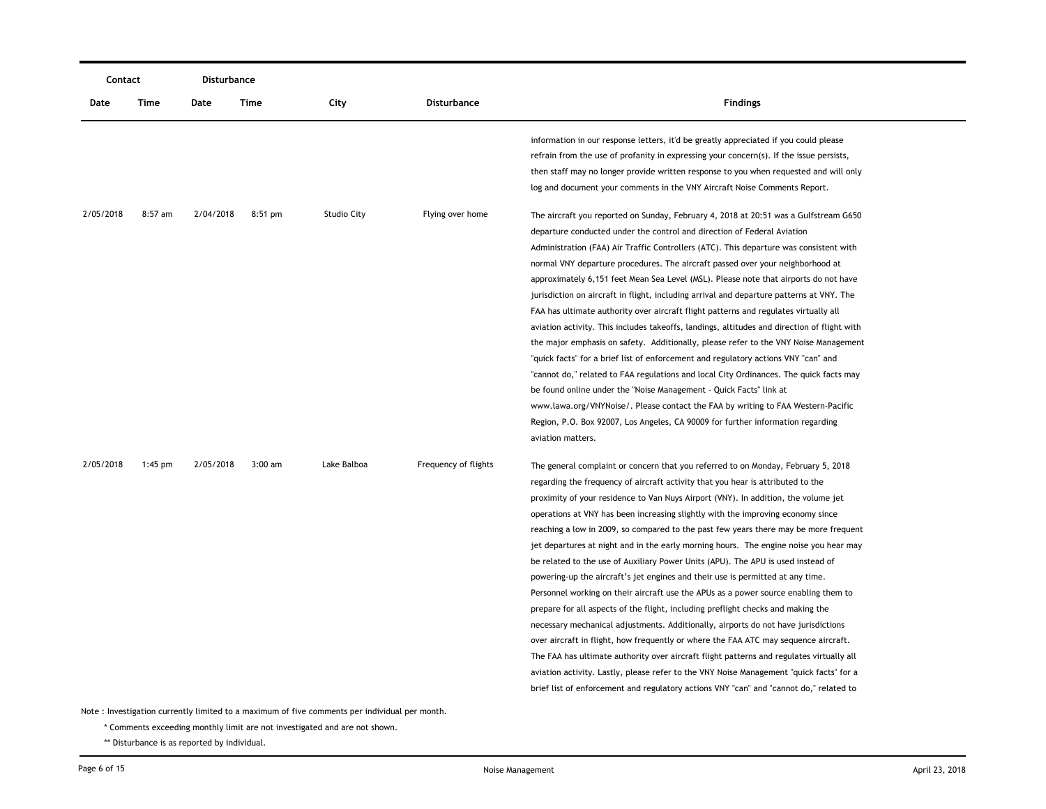| Contact | | Disturbance | | | | |
|---|---|---|---|---|---|---|
| Date | Time | Date | Time | City | Disturbance | Findings |
| | | | | | | information in our response letters, it'd be greatly appreciated if you could please refrain from the use of profanity in expressing your concern(s). If the issue persists, then staff may no longer provide written response to you when requested and will only log and document your comments in the VNY Aircraft Noise Comments Report. |
| 2/05/2018 | 8:57 am | 2/04/2018 | 8:51 pm | Studio City | Flying over home | The aircraft you reported on Sunday, February 4, 2018 at 20:51 was a Gulfstream G650 departure conducted under the control and direction of Federal Aviation Administration (FAA) Air Traffic Controllers (ATC). This departure was consistent with normal VNY departure procedures. The aircraft passed over your neighborhood at approximately 6,151 feet Mean Sea Level (MSL). Please note that airports do not have jurisdiction on aircraft in flight, including arrival and departure patterns at VNY. The FAA has ultimate authority over aircraft flight patterns and regulates virtually all aviation activity. This includes takeoffs, landings, altitudes and direction of flight with the major emphasis on safety. Additionally, please refer to the VNY Noise Management "quick facts" for a brief list of enforcement and regulatory actions VNY "can" and "cannot do," related to FAA regulations and local City Ordinances. The quick facts may be found online under the "Noise Management - Quick Facts" link at www.lawa.org/VNYNoise/. Please contact the FAA by writing to FAA Western-Pacific Region, P.O. Box 92007, Los Angeles, CA 90009 for further information regarding aviation matters. |
| 2/05/2018 | 1:45 pm | 2/05/2018 | 3:00 am | Lake Balboa | Frequency of flights | The general complaint or concern that you referred to on Monday, February 5, 2018 regarding the frequency of aircraft activity that you hear is attributed to the proximity of your residence to Van Nuys Airport (VNY). In addition, the volume jet operations at VNY has been increasing slightly with the improving economy since reaching a low in 2009, so compared to the past few years there may be more frequent jet departures at night and in the early morning hours. The engine noise you hear may be related to the use of Auxiliary Power Units (APU). The APU is used instead of powering-up the aircraft's jet engines and their use is permitted at any time. Personnel working on their aircraft use the APUs as a power source enabling them to prepare for all aspects of the flight, including preflight checks and making the necessary mechanical adjustments. Additionally, airports do not have jurisdictions over aircraft in flight, how frequently or where the FAA ATC may sequence aircraft. The FAA has ultimate authority over aircraft flight patterns and regulates virtually all aviation activity. Lastly, please refer to the VNY Noise Management "quick facts" for a brief list of enforcement and regulatory actions VNY "can" and "cannot do," related to |

Note : Investigation currently limited to a maximum of five comments per individual per month.

\* Comments exceeding monthly limit are not investigated and are not shown.

\*\* Disturbance is as reported by individual.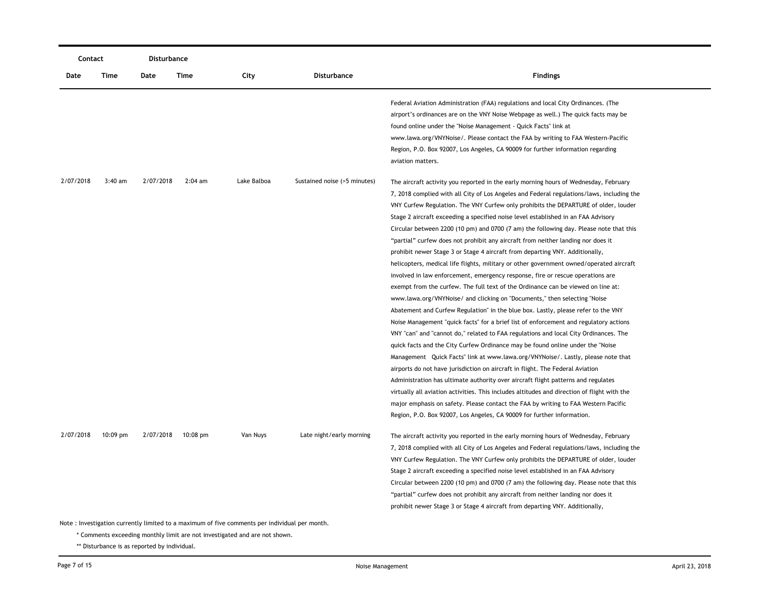| Contact | | Disturbance | | | | |
|---|---|---|---|---|---|---|
| Date | Time | Date | Time | City | Disturbance | Findings |
| | | | | | | Federal Aviation Administration (FAA) regulations and local City Ordinances. (The airport's ordinances are on the VNY Noise Webpage as well.) The quick facts may be found online under the "Noise Management - Quick Facts" link at www.lawa.org/VNYNoise/. Please contact the FAA by writing to FAA Western-Pacific Region, P.O. Box 92007, Los Angeles, CA 90009 for further information regarding aviation matters. |
| 2/07/2018 | 3:40 am | 2/07/2018 | 2:04 am | Lake Balboa | Sustained noise (>5 minutes) | The aircraft activity you reported in the early morning hours of Wednesday, February 7, 2018 complied with all City of Los Angeles and Federal regulations/laws, including the VNY Curfew Regulation. The VNY Curfew only prohibits the DEPARTURE of older, louder Stage 2 aircraft exceeding a specified noise level established in an FAA Advisory Circular between 2200 (10 pm) and 0700 (7 am) the following day. Please note that this "partial" curfew does not prohibit any aircraft from neither landing nor does it prohibit newer Stage 3 or Stage 4 aircraft from departing VNY. Additionally, helicopters, medical life flights, military or other government owned/operated aircraft involved in law enforcement, emergency response, fire or rescue operations are exempt from the curfew. The full text of the Ordinance can be viewed on line at: www.lawa.org/VNYNoise/ and clicking on "Documents," then selecting "Noise Abatement and Curfew Regulation" in the blue box. Lastly, please refer to the VNY Noise Management "quick facts" for a brief list of enforcement and regulatory actions VNY "can" and "cannot do," related to FAA regulations and local City Ordinances. The quick facts and the City Curfew Ordinance may be found online under the "Noise Management Quick Facts" link at www.lawa.org/VNYNoise/. Lastly, please note that airports do not have jurisdiction on aircraft in flight. The Federal Aviation Administration has ultimate authority over aircraft flight patterns and regulates virtually all aviation activities. This includes altitudes and direction of flight with the major emphasis on safety. Please contact the FAA by writing to FAA Western Pacific Region, P.O. Box 92007, Los Angeles, CA 90009 for further information. |
| 2/07/2018 | 10:09 pm | 2/07/2018 | 10:08 pm | Van Nuys | Late night/early morning | The aircraft activity you reported in the early morning hours of Wednesday, February 7, 2018 complied with all City of Los Angeles and Federal regulations/laws, including the VNY Curfew Regulation. The VNY Curfew only prohibits the DEPARTURE of older, louder Stage 2 aircraft exceeding a specified noise level established in an FAA Advisory Circular between 2200 (10 pm) and 0700 (7 am) the following day. Please note that this "partial" curfew does not prohibit any aircraft from neither landing nor does it prohibit newer Stage 3 or Stage 4 aircraft from departing VNY. Additionally, |

Note : Investigation currently limited to a maximum of five comments per individual per month.

\* Comments exceeding monthly limit are not investigated and are not shown.

\*\* Disturbance is as reported by individual.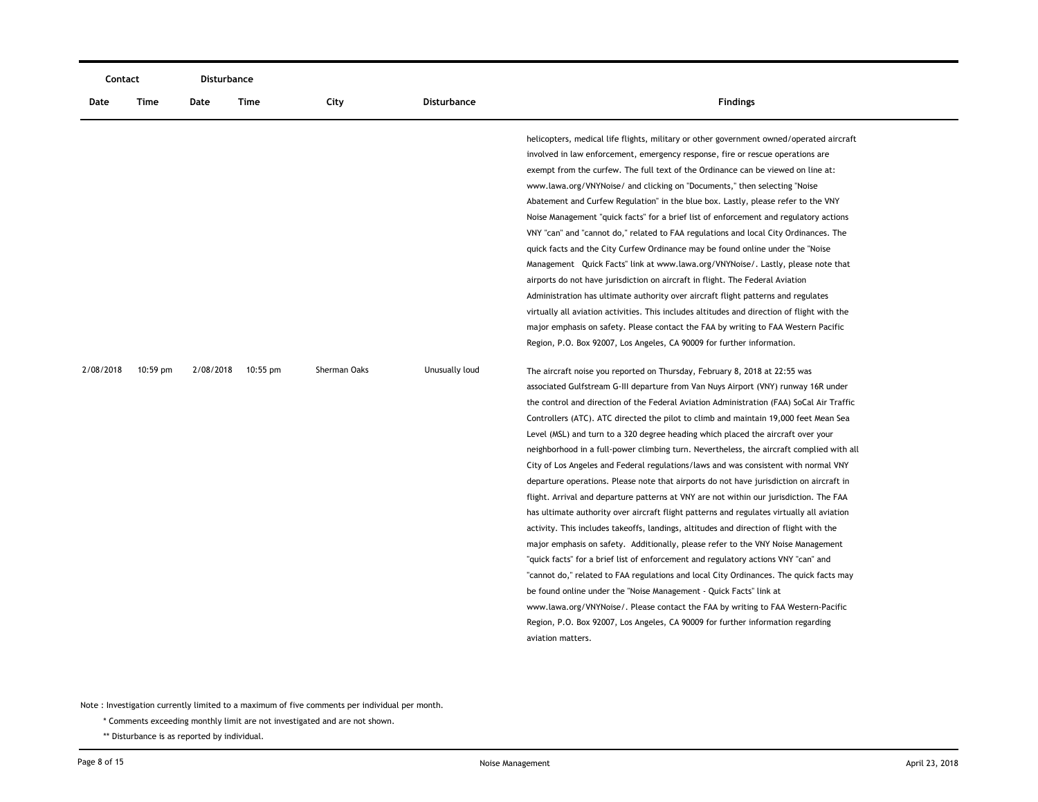| Contact | | Disturbance | | | | |
|---|---|---|---|---|---|---|
| Date | Time | Date | Time | City | Disturbance | Findings |
| | | | | | | helicopters, medical life flights, military or other government owned/operated aircraft involved in law enforcement, emergency response, fire or rescue operations are exempt from the curfew. The full text of the Ordinance can be viewed on line at: www.lawa.org/VNYNoise/ and clicking on "Documents," then selecting "Noise Abatement and Curfew Regulation" in the blue box. Lastly, please refer to the VNY Noise Management "quick facts" for a brief list of enforcement and regulatory actions VNY "can" and "cannot do," related to FAA regulations and local City Ordinances. The quick facts and the City Curfew Ordinance may be found online under the "Noise Management Quick Facts" link at www.lawa.org/VNYNoise/. Lastly, please note that airports do not have jurisdiction on aircraft in flight. The Federal Aviation Administration has ultimate authority over aircraft flight patterns and regulates virtually all aviation activities. This includes altitudes and direction of flight with the major emphasis on safety. Please contact the FAA by writing to FAA Western Pacific Region, P.O. Box 92007, Los Angeles, CA 90009 for further information. |
| 2/08/2018 | 10:59 pm | 2/08/2018 | 10:55 pm | Sherman Oaks | Unusually loud | The aircraft noise you reported on Thursday, February 8, 2018 at 22:55 was associated Gulfstream G-III departure from Van Nuys Airport (VNY) runway 16R under the control and direction of the Federal Aviation Administration (FAA) SoCal Air Traffic Controllers (ATC). ATC directed the pilot to climb and maintain 19,000 feet Mean Sea Level (MSL) and turn to a 320 degree heading which placed the aircraft over your neighborhood in a full-power climbing turn. Nevertheless, the aircraft complied with all City of Los Angeles and Federal regulations/laws and was consistent with normal VNY departure operations. Please note that airports do not have jurisdiction on aircraft in flight. Arrival and departure patterns at VNY are not within our jurisdiction. The FAA has ultimate authority over aircraft flight patterns and regulates virtually all aviation activity. This includes takeoffs, landings, altitudes and direction of flight with the major emphasis on safety. Additionally, please refer to the VNY Noise Management "quick facts" for a brief list of enforcement and regulatory actions VNY "can" and "cannot do," related to FAA regulations and local City Ordinances. The quick facts may be found online under the "Noise Management - Quick Facts" link at www.lawa.org/VNYNoise/. Please contact the FAA by writing to FAA Western-Pacific Region, P.O. Box 92007, Los Angeles, CA 90009 for further information regarding aviation matters. |

Note : Investigation currently limited to a maximum of five comments per individual per month.

\* Comments exceeding monthly limit are not investigated and are not shown.

\** Disturbance is as reported by individual.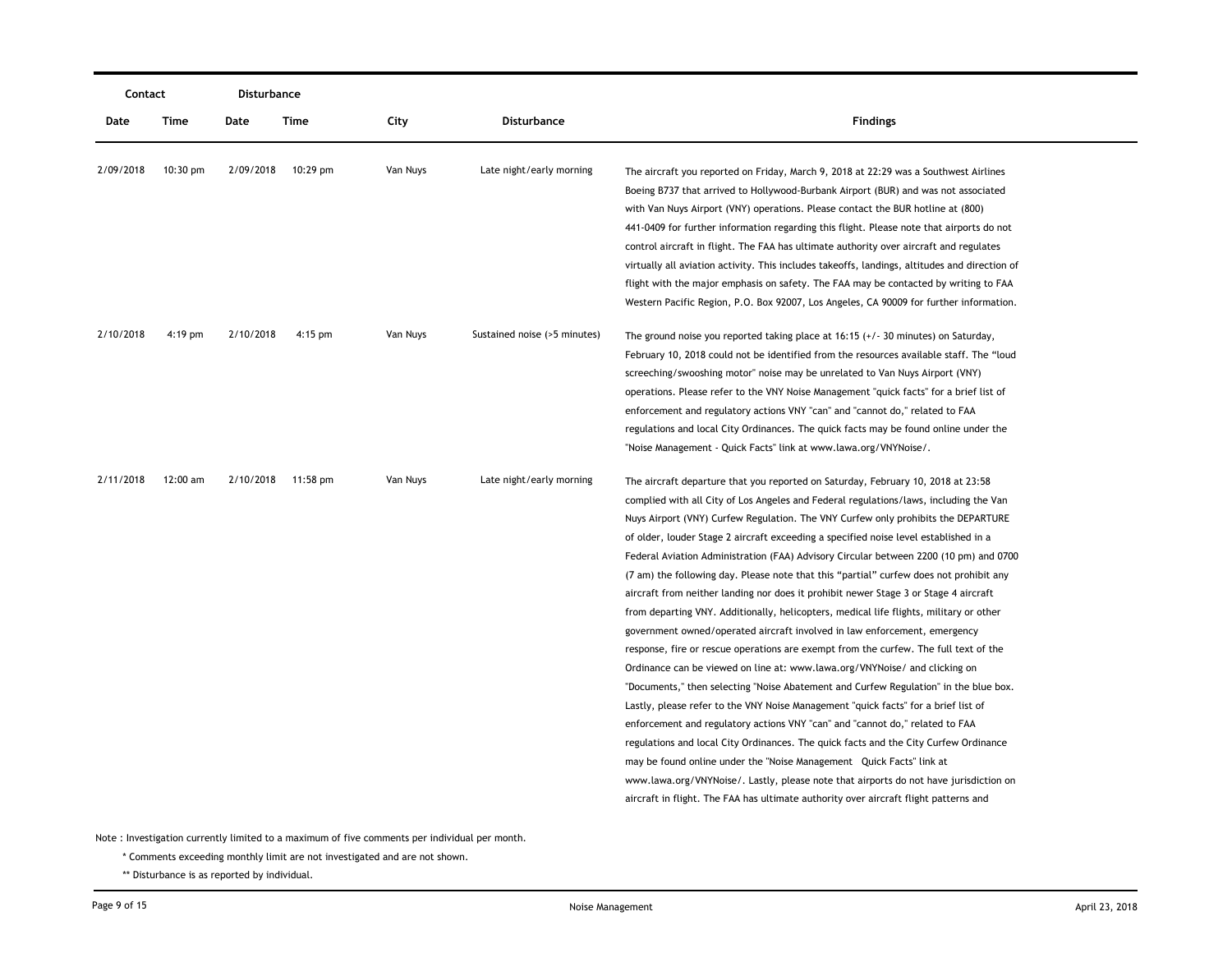| Contact | | Disturbance | | | | |
|---|---|---|---|---|---|---|
| Date | Time | Date | Time | City | Disturbance | Findings |
| 2/09/2018 | 10:30 pm | 2/09/2018 | 10:29 pm | Van Nuys | Late night/early morning | The aircraft you reported on Friday, March 9, 2018 at 22:29 was a Southwest Airlines Boeing B737 that arrived to Hollywood-Burbank Airport (BUR) and was not associated with Van Nuys Airport (VNY) operations. Please contact the BUR hotline at (800) 441-0409 for further information regarding this flight. Please note that airports do not control aircraft in flight. The FAA has ultimate authority over aircraft and regulates virtually all aviation activity. This includes takeoffs, landings, altitudes and direction of flight with the major emphasis on safety. The FAA may be contacted by writing to FAA Western Pacific Region, P.O. Box 92007, Los Angeles, CA 90009 for further information. |
| 2/10/2018 | 4:19 pm | 2/10/2018 | 4:15 pm | Van Nuys | Sustained noise (>5 minutes) | The ground noise you reported taking place at 16:15 (+/- 30 minutes) on Saturday, February 10, 2018 could not be identified from the resources available staff. The "loud screeching/swooshing motor" noise may be unrelated to Van Nuys Airport (VNY) operations. Please refer to the VNY Noise Management "quick facts" for a brief list of enforcement and regulatory actions VNY "can" and "cannot do," related to FAA regulations and local City Ordinances. The quick facts may be found online under the "Noise Management - Quick Facts" link at www.lawa.org/VNYNoise/. |
| 2/11/2018 | 12:00 am | 2/10/2018 | 11:58 pm | Van Nuys | Late night/early morning | The aircraft departure that you reported on Saturday, February 10, 2018 at 23:58 complied with all City of Los Angeles and Federal regulations/laws, including the Van Nuys Airport (VNY) Curfew Regulation. The VNY Curfew only prohibits the DEPARTURE of older, louder Stage 2 aircraft exceeding a specified noise level established in a Federal Aviation Administration (FAA) Advisory Circular between 2200 (10 pm) and 0700 (7 am) the following day. Please note that this "partial" curfew does not prohibit any aircraft from neither landing nor does it prohibit newer Stage 3 or Stage 4 aircraft from departing VNY. Additionally, helicopters, medical life flights, military or other government owned/operated aircraft involved in law enforcement, emergency response, fire or rescue operations are exempt from the curfew. The full text of the Ordinance can be viewed on line at: www.lawa.org/VNYNoise/ and clicking on "Documents," then selecting "Noise Abatement and Curfew Regulation" in the blue box. Lastly, please refer to the VNY Noise Management "quick facts" for a brief list of enforcement and regulatory actions VNY "can" and "cannot do," related to FAA regulations and local City Ordinances. The quick facts and the City Curfew Ordinance may be found online under the "Noise Management Quick Facts" link at www.lawa.org/VNYNoise/. Lastly, please note that airports do not have jurisdiction on aircraft in flight. The FAA has ultimate authority over aircraft flight patterns and |

Note : Investigation currently limited to a maximum of five comments per individual per month.

\* Comments exceeding monthly limit are not investigated and are not shown.

\*\* Disturbance is as reported by individual.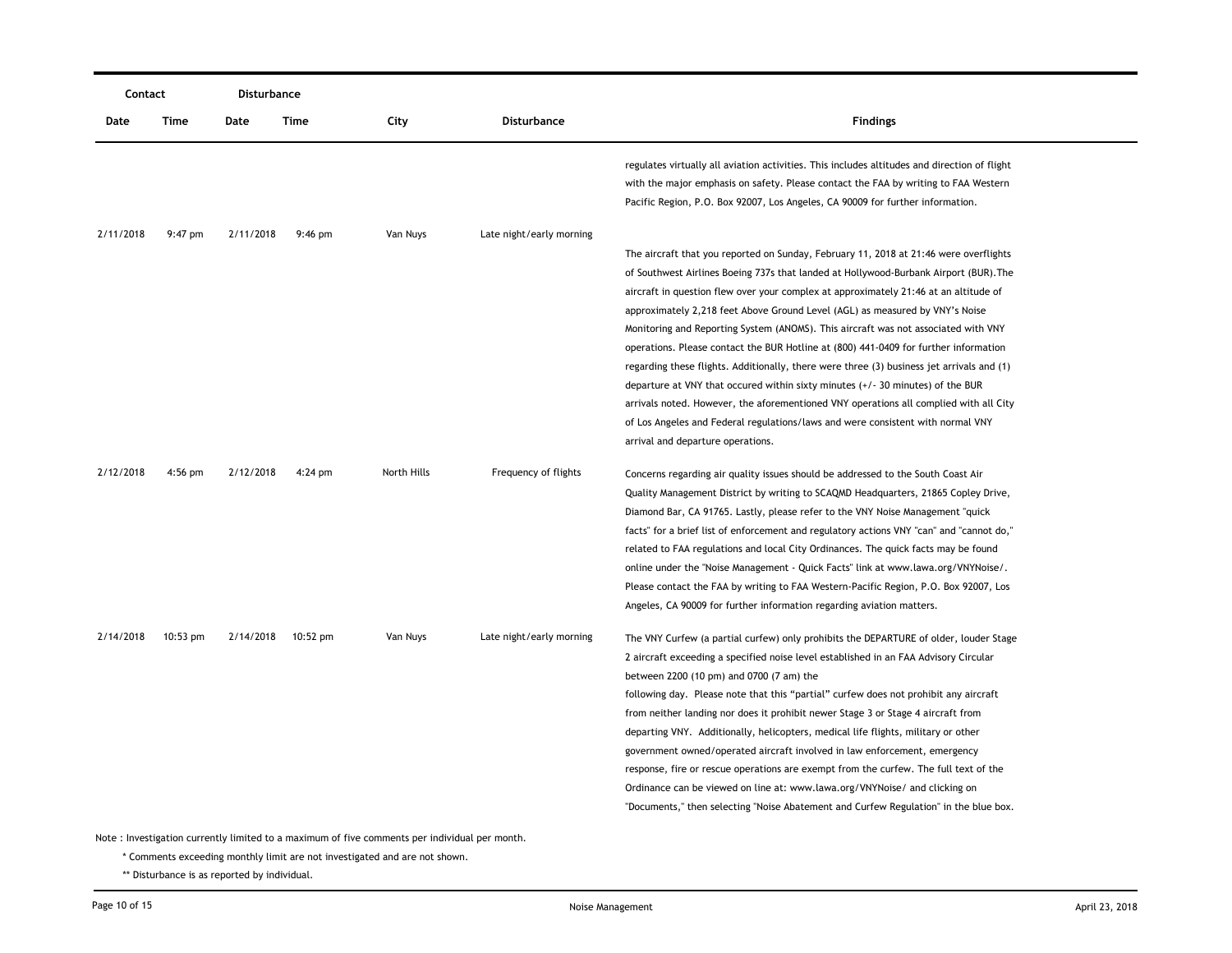| Contact | | Disturbance | | | | |
|---|---|---|---|---|---|---|
| Date | Time | Date | Time | City | Disturbance | Findings |
| | | | | | | regulates virtually all aviation activities. This includes altitudes and direction of flight with the major emphasis on safety. Please contact the FAA by writing to FAA Western Pacific Region, P.O. Box 92007, Los Angeles, CA 90009 for further information. |
| 2/11/2018 | 9:47 pm | 2/11/2018 | 9:46 pm | Van Nuys | Late night/early morning | The aircraft that you reported on Sunday, February 11, 2018 at 21:46 were overflights of Southwest Airlines Boeing 737s that landed at Hollywood-Burbank Airport (BUR).The aircraft in question flew over your complex at approximately 21:46 at an altitude of approximately 2,218 feet Above Ground Level (AGL) as measured by VNY's Noise Monitoring and Reporting System (ANOMS). This aircraft was not associated with VNY operations. Please contact the BUR Hotline at (800) 441-0409 for further information regarding these flights. Additionally, there were three (3) business jet arrivals and (1) departure at VNY that occured within sixty minutes (+/- 30 minutes) of the BUR arrivals noted. However, the aforementioned VNY operations all complied with all City of Los Angeles and Federal regulations/laws and were consistent with normal VNY arrival and departure operations. |
| 2/12/2018 | 4:56 pm | 2/12/2018 | 4:24 pm | North Hills | Frequency of flights | Concerns regarding air quality issues should be addressed to the South Coast Air Quality Management District by writing to SCAQMD Headquarters, 21865 Copley Drive, Diamond Bar, CA 91765. Lastly, please refer to the VNY Noise Management "quick facts" for a brief list of enforcement and regulatory actions VNY "can" and "cannot do," related to FAA regulations and local City Ordinances. The quick facts may be found online under the "Noise Management - Quick Facts" link at www.lawa.org/VNYNoise/. Please contact the FAA by writing to FAA Western-Pacific Region, P.O. Box 92007, Los Angeles, CA 90009 for further information regarding aviation matters. |
| 2/14/2018 | 10:53 pm | 2/14/2018 | 10:52 pm | Van Nuys | Late night/early morning | The VNY Curfew (a partial curfew) only prohibits the DEPARTURE of older, louder Stage 2 aircraft exceeding a specified noise level established in an FAA Advisory Circular between 2200 (10 pm) and 0700 (7 am) the following day. Please note that this "partial" curfew does not prohibit any aircraft from neither landing nor does it prohibit newer Stage 3 or Stage 4 aircraft from departing VNY. Additionally, helicopters, medical life flights, military or other government owned/operated aircraft involved in law enforcement, emergency response, fire or rescue operations are exempt from the curfew. The full text of the Ordinance can be viewed on line at: www.lawa.org/VNYNoise/ and clicking on "Documents," then selecting "Noise Abatement and Curfew Regulation" in the blue box. |

Note : Investigation currently limited to a maximum of five comments per individual per month.

\* Comments exceeding monthly limit are not investigated and are not shown.

\*\* Disturbance is as reported by individual.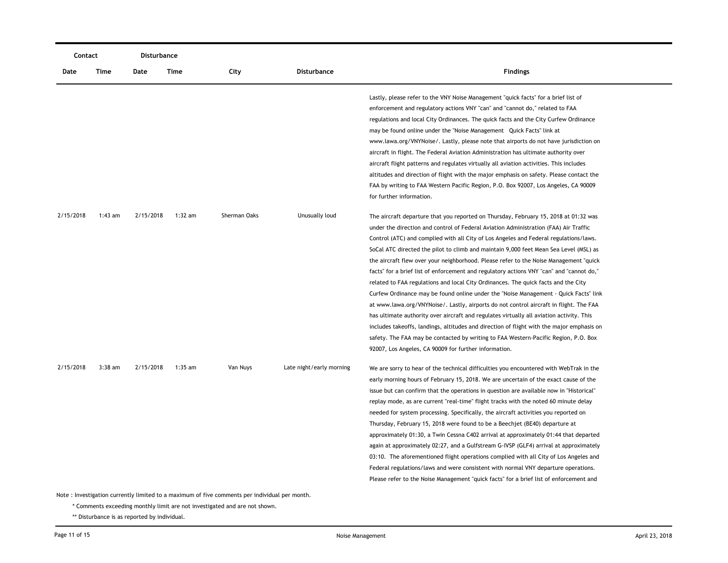| Contact | | Disturbance | | | | |
| --- | --- | --- | --- | --- | --- | --- |
| Date | Time | Date | Time | City | Disturbance | Findings |
| | | | | | | Lastly, please refer to the VNY Noise Management "quick facts" for a brief list of enforcement and regulatory actions VNY "can" and "cannot do," related to FAA regulations and local City Ordinances. The quick facts and the City Curfew Ordinance may be found online under the "Noise Management Quick Facts" link at www.lawa.org/VNYNoise/. Lastly, please note that airports do not have jurisdiction on aircraft in flight. The Federal Aviation Administration has ultimate authority over aircraft flight patterns and regulates virtually all aviation activities. This includes altitudes and direction of flight with the major emphasis on safety. Please contact the FAA by writing to FAA Western Pacific Region, P.O. Box 92007, Los Angeles, CA 90009 for further information. |
| 2/15/2018 | 1:43 am | 2/15/2018 | 1:32 am | Sherman Oaks | Unusually loud | The aircraft departure that you reported on Thursday, February 15, 2018 at 01:32 was under the direction and control of Federal Aviation Administration (FAA) Air Traffic Control (ATC) and complied with all City of Los Angeles and Federal regulations/laws. SoCal ATC directed the pilot to climb and maintain 9,000 feet Mean Sea Level (MSL) as the aircraft flew over your neighborhood. Please refer to the Noise Management "quick facts" for a brief list of enforcement and regulatory actions VNY "can" and "cannot do," related to FAA regulations and local City Ordinances. The quick facts and the City Curfew Ordinance may be found online under the "Noise Management - Quick Facts" link at www.lawa.org/VNYNoise/. Lastly, airports do not control aircraft in flight. The FAA has ultimate authority over aircraft and regulates virtually all aviation activity. This includes takeoffs, landings, altitudes and direction of flight with the major emphasis on safety. The FAA may be contacted by writing to FAA Western-Pacific Region, P.O. Box 92007, Los Angeles, CA 90009 for further information. |
| 2/15/2018 | 3:38 am | 2/15/2018 | 1:35 am | Van Nuys | Late night/early morning | We are sorry to hear of the technical difficulties you encountered with WebTrak in the early morning hours of February 15, 2018. We are uncertain of the exact cause of the issue but can confirm that the operations in question are available now in "Historical" replay mode, as are current "real-time" flight tracks with the noted 60 minute delay needed for system processing. Specifically, the aircraft activities you reported on Thursday, February 15, 2018 were found to be a Beechjet (BE40) departure at approximately 01:30, a Twin Cessna C402 arrival at approximately 01:44 that departed again at approximately 02:27, and a Gulfstream G-IVSP (GLF4) arrival at approximately 03:10. The aforementioned flight operations complied with all City of Los Angeles and Federal regulations/laws and were consistent with normal VNY departure operations. Please refer to the Noise Management "quick facts" for a brief list of enforcement and |

Note : Investigation currently limited to a maximum of five comments per individual per month.

\* Comments exceeding monthly limit are not investigated and are not shown.

\*\* Disturbance is as reported by individual.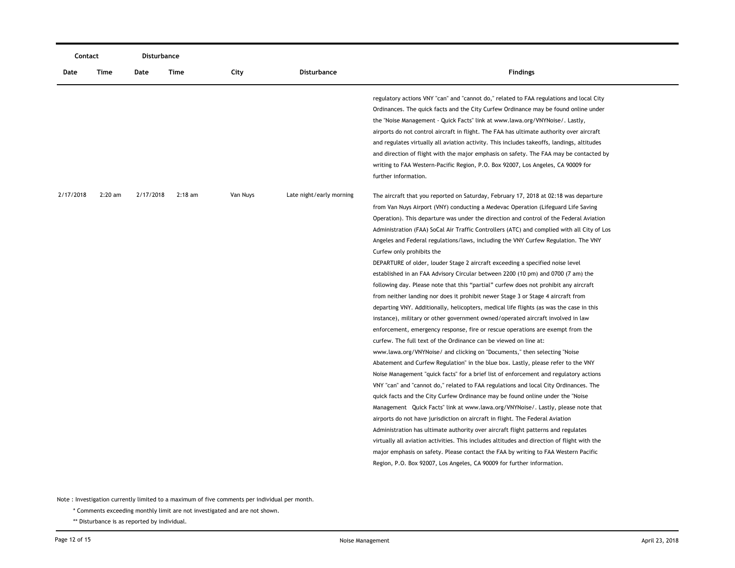| Contact | | Disturbance | | | | |
|---|---|---|---|---|---|---|
| Date | Time | Date | Time | City | Disturbance | Findings |
| | | | | | | regulatory actions VNY "can" and "cannot do," related to FAA regulations and local City Ordinances. The quick facts and the City Curfew Ordinance may be found online under the "Noise Management - Quick Facts" link at www.lawa.org/VNYNoise/. Lastly, airports do not control aircraft in flight. The FAA has ultimate authority over aircraft and regulates virtually all aviation activity. This includes takeoffs, landings, altitudes and direction of flight with the major emphasis on safety. The FAA may be contacted by writing to FAA Western-Pacific Region, P.O. Box 92007, Los Angeles, CA 90009 for further information. |
| 2/17/2018 | 2:20 am | 2/17/2018 | 2:18 am | Van Nuys | Late night/early morning | The aircraft that you reported on Saturday, February 17, 2018 at 02:18 was departure from Van Nuys Airport (VNY) conducting a Medevac Operation (Lifeguard Life Saving Operation). This departure was under the direction and control of the Federal Aviation Administration (FAA) SoCal Air Traffic Controllers (ATC) and complied with all City of Los Angeles and Federal regulations/laws, including the VNY Curfew Regulation. The VNY Curfew only prohibits the DEPARTURE of older, louder Stage 2 aircraft exceeding a specified noise level established in an FAA Advisory Circular between 2200 (10 pm) and 0700 (7 am) the following day. Please note that this "partial" curfew does not prohibit any aircraft from neither landing nor does it prohibit newer Stage 3 or Stage 4 aircraft from departing VNY. Additionally, helicopters, medical life flights (as was the case in this instance), military or other government owned/operated aircraft involved in law enforcement, emergency response, fire or rescue operations are exempt from the curfew. The full text of the Ordinance can be viewed on line at: www.lawa.org/VNYNoise/ and clicking on "Documents," then selecting "Noise Abatement and Curfew Regulation" in the blue box. Lastly, please refer to the VNY Noise Management "quick facts" for a brief list of enforcement and regulatory actions VNY "can" and "cannot do," related to FAA regulations and local City Ordinances. The quick facts and the City Curfew Ordinance may be found online under the "Noise Management Quick Facts" link at www.lawa.org/VNYNoise/. Lastly, please note that airports do not have jurisdiction on aircraft in flight. The Federal Aviation Administration has ultimate authority over aircraft flight patterns and regulates virtually all aviation activities. This includes altitudes and direction of flight with the major emphasis on safety. Please contact the FAA by writing to FAA Western Pacific Region, P.O. Box 92007, Los Angeles, CA 90009 for further information. |

Note : Investigation currently limited to a maximum of five comments per individual per month.

\* Comments exceeding monthly limit are not investigated and are not shown.

\*\* Disturbance is as reported by individual.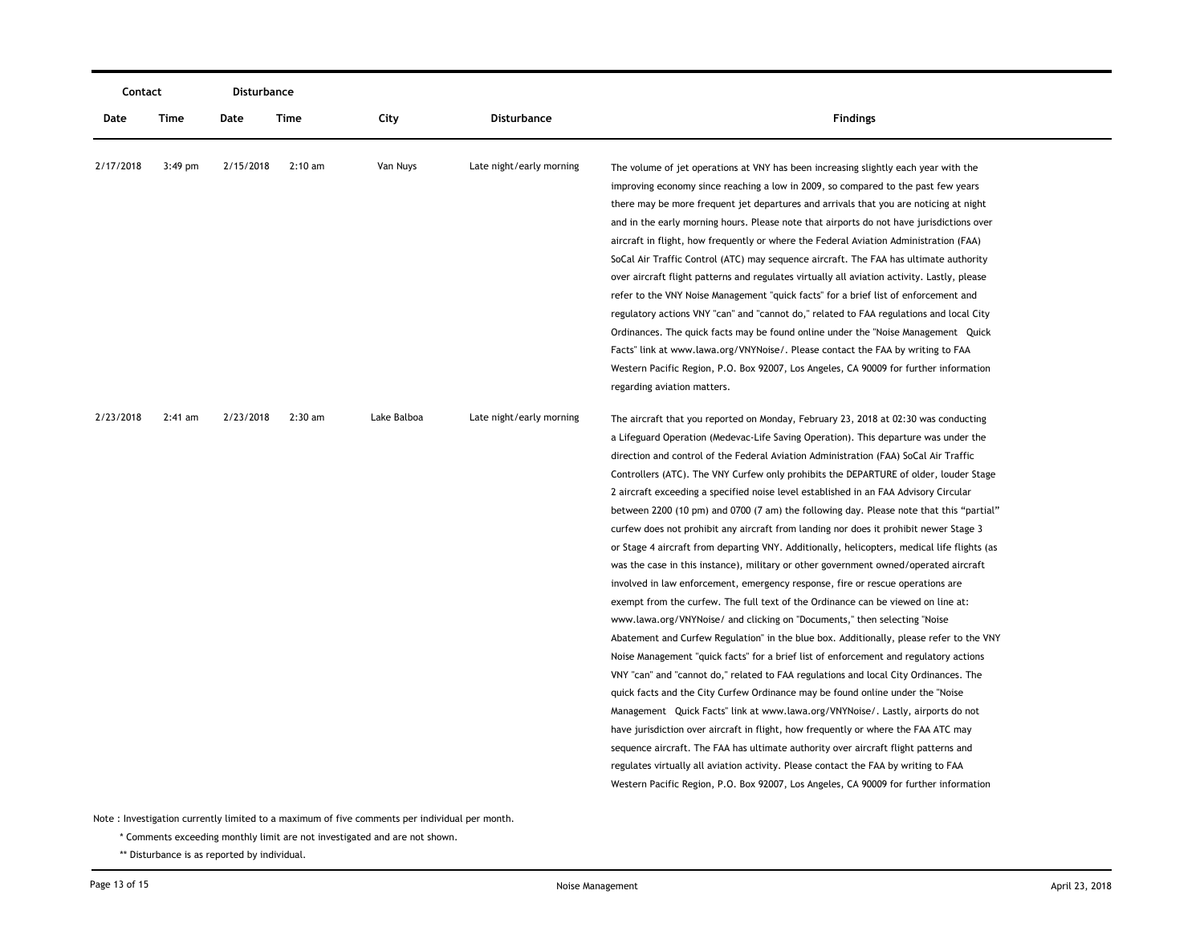| Contact | | Disturbance | | | | |
|---|---|---|---|---|---|---|
| Date | Time | Date | Time | City | Disturbance | Findings |
| 2/17/2018 | 3:49 pm | 2/15/2018 | 2:10 am | Van Nuys | Late night/early morning | The volume of jet operations at VNY has been increasing slightly each year with the improving economy since reaching a low in 2009, so compared to the past few years there may be more frequent jet departures and arrivals that you are noticing at night and in the early morning hours. Please note that airports do not have jurisdictions over aircraft in flight, how frequently or where the Federal Aviation Administration (FAA) SoCal Air Traffic Control (ATC) may sequence aircraft. The FAA has ultimate authority over aircraft flight patterns and regulates virtually all aviation activity. Lastly, please refer to the VNY Noise Management "quick facts" for a brief list of enforcement and regulatory actions VNY "can" and "cannot do," related to FAA regulations and local City Ordinances. The quick facts may be found online under the "Noise Management Quick Facts" link at www.lawa.org/VNYNoise/. Please contact the FAA by writing to FAA Western Pacific Region, P.O. Box 92007, Los Angeles, CA 90009 for further information regarding aviation matters. |
| 2/23/2018 | 2:41 am | 2/23/2018 | 2:30 am | Lake Balboa | Late night/early morning | The aircraft that you reported on Monday, February 23, 2018 at 02:30 was conducting a Lifeguard Operation (Medevac-Life Saving Operation). This departure was under the direction and control of the Federal Aviation Administration (FAA) SoCal Air Traffic Controllers (ATC). The VNY Curfew only prohibits the DEPARTURE of older, louder Stage 2 aircraft exceeding a specified noise level established in an FAA Advisory Circular between 2200 (10 pm) and 0700 (7 am) the following day. Please note that this "partial" curfew does not prohibit any aircraft from landing nor does it prohibit newer Stage 3 or Stage 4 aircraft from departing VNY. Additionally, helicopters, medical life flights (as was the case in this instance), military or other government owned/operated aircraft involved in law enforcement, emergency response, fire or rescue operations are exempt from the curfew. The full text of the Ordinance can be viewed on line at: www.lawa.org/VNYNoise/ and clicking on "Documents," then selecting "Noise Abatement and Curfew Regulation" in the blue box. Additionally, please refer to the VNY Noise Management "quick facts" for a brief list of enforcement and regulatory actions VNY "can" and "cannot do," related to FAA regulations and local City Ordinances. The quick facts and the City Curfew Ordinance may be found online under the "Noise Management Quick Facts" link at www.lawa.org/VNYNoise/. Lastly, airports do not have jurisdiction over aircraft in flight, how frequently or where the FAA ATC may sequence aircraft. The FAA has ultimate authority over aircraft flight patterns and regulates virtually all aviation activity. Please contact the FAA by writing to FAA Western Pacific Region, P.O. Box 92007, Los Angeles, CA 90009 for further information |

Note : Investigation currently limited to a maximum of five comments per individual per month.

\* Comments exceeding monthly limit are not investigated and are not shown.

\*\* Disturbance is as reported by individual.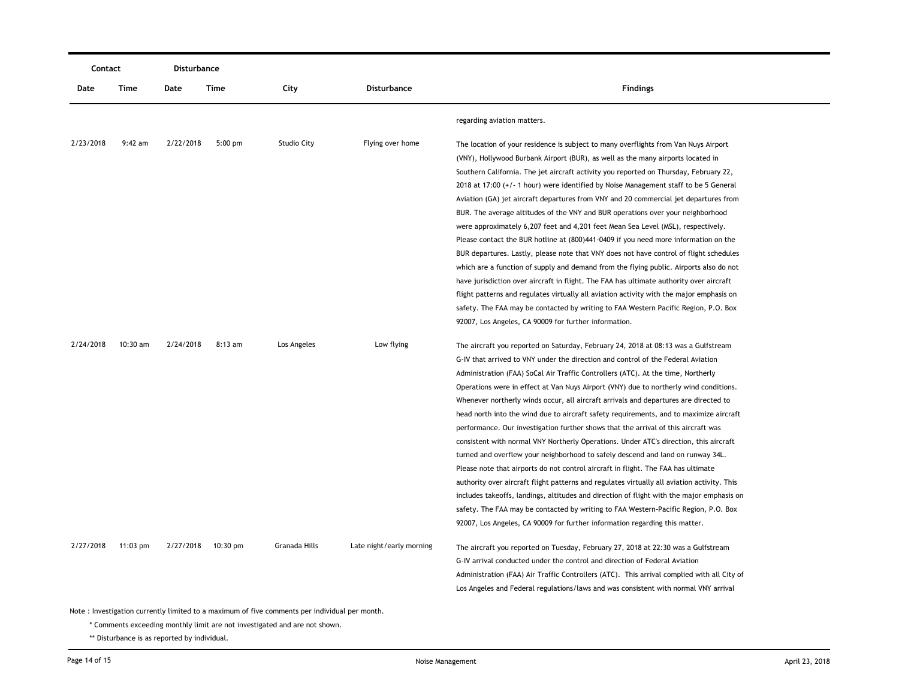| Contact | | Disturbance | | | | |
|---|---|---|---|---|---|---|
| Date | Time | Date | Time | City | Disturbance | Findings |
| | | | | | | regarding aviation matters. |
| 2/23/2018 | 9:42 am | 2/22/2018 | 5:00 pm | Studio City | Flying over home | The location of your residence is subject to many overflights from Van Nuys Airport (VNY), Hollywood Burbank Airport (BUR), as well as the many airports located in Southern California. The jet aircraft activity you reported on Thursday, February 22, 2018 at 17:00 (+/- 1 hour) were identified by Noise Management staff to be 5 General Aviation (GA) jet aircraft departures from VNY and 20 commercial jet departures from BUR. The average altitudes of the VNY and BUR operations over your neighborhood were approximately 6,207 feet and 4,201 feet Mean Sea Level (MSL), respectively. Please contact the BUR hotline at (800)441-0409 if you need more information on the BUR departures. Lastly, please note that VNY does not have control of flight schedules which are a function of supply and demand from the flying public. Airports also do not have jurisdiction over aircraft in flight. The FAA has ultimate authority over aircraft flight patterns and regulates virtually all aviation activity with the major emphasis on safety. The FAA may be contacted by writing to FAA Western Pacific Region, P.O. Box 92007, Los Angeles, CA 90009 for further information. |
| 2/24/2018 | 10:30 am | 2/24/2018 | 8:13 am | Los Angeles | Low flying | The aircraft you reported on Saturday, February 24, 2018 at 08:13 was a Gulfstream G-IV that arrived to VNY under the direction and control of the Federal Aviation Administration (FAA) SoCal Air Traffic Controllers (ATC). At the time, Northerly Operations were in effect at Van Nuys Airport (VNY) due to northerly wind conditions. Whenever northerly winds occur, all aircraft arrivals and departures are directed to head north into the wind due to aircraft safety requirements, and to maximize aircraft performance. Our investigation further shows that the arrival of this aircraft was consistent with normal VNY Northerly Operations. Under ATC's direction, this aircraft turned and overflew your neighborhood to safely descend and land on runway 34L. Please note that airports do not control aircraft in flight. The FAA has ultimate authority over aircraft flight patterns and regulates virtually all aviation activity. This includes takeoffs, landings, altitudes and direction of flight with the major emphasis on safety. The FAA may be contacted by writing to FAA Western-Pacific Region, P.O. Box 92007, Los Angeles, CA 90009 for further information regarding this matter. |
| 2/27/2018 | 11:03 pm | 2/27/2018 | 10:30 pm | Granada Hills | Late night/early morning | The aircraft you reported on Tuesday, February 27, 2018 at 22:30 was a Gulfstream G-IV arrival conducted under the control and direction of Federal Aviation Administration (FAA) Air Traffic Controllers (ATC). This arrival complied with all City of Los Angeles and Federal regulations/laws and was consistent with normal VNY arrival |

Note : Investigation currently limited to a maximum of five comments per individual per month.

\* Comments exceeding monthly limit are not investigated and are not shown.

\** Disturbance is as reported by individual.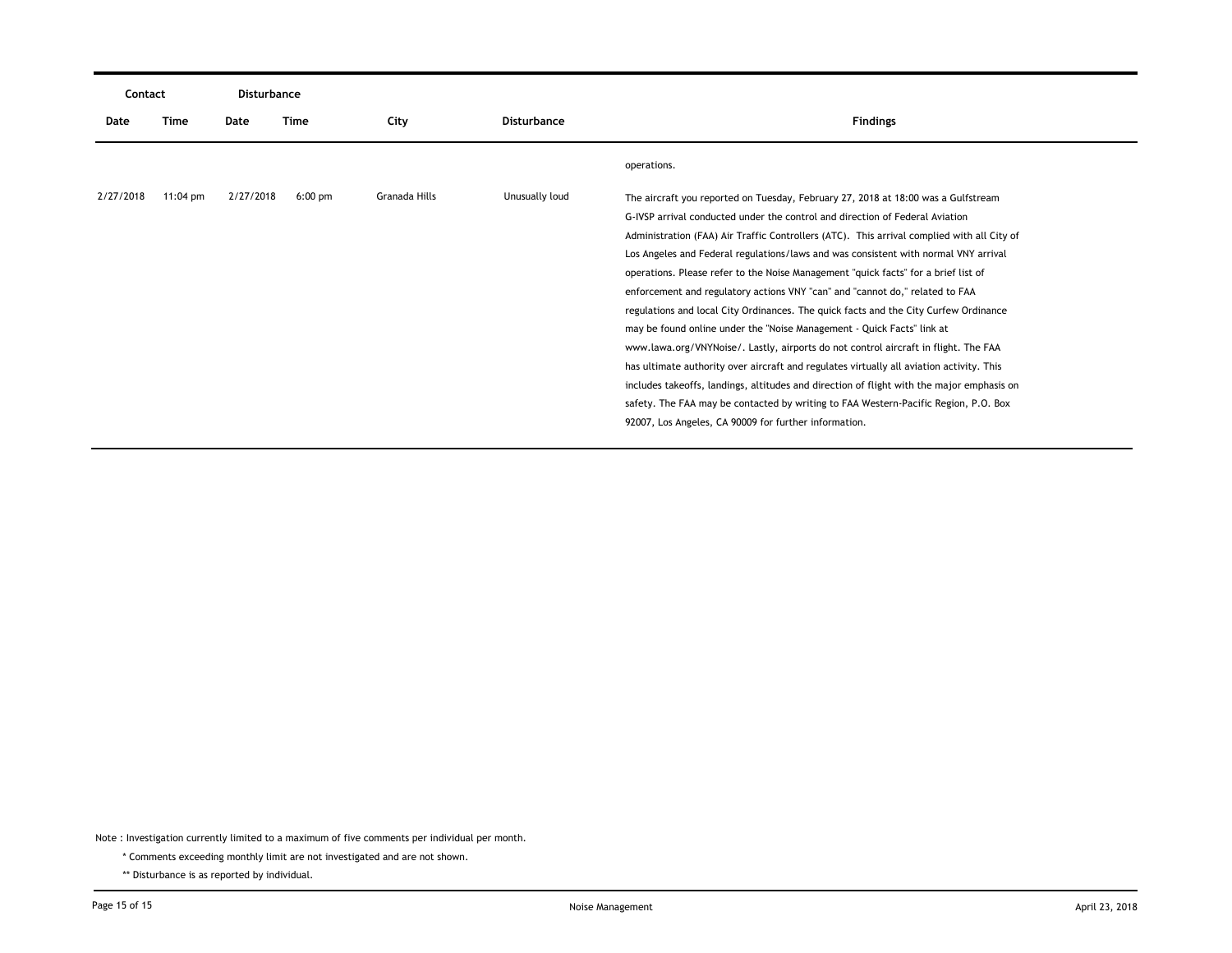| Contact | | Disturbance | | | | |
|---|---|---|---|---|---|---|
| Date | Time | Date | Time | City | Disturbance | Findings |
| | | | | | | operations. |
| 2/27/2018 | 11:04 pm | 2/27/2018 | 6:00 pm | Granada Hills | Unusually loud | The aircraft you reported on Tuesday, February 27, 2018 at 18:00 was a Gulfstream G-IVSP arrival conducted under the control and direction of Federal Aviation Administration (FAA) Air Traffic Controllers (ATC). This arrival complied with all City of Los Angeles and Federal regulations/laws and was consistent with normal VNY arrival operations. Please refer to the Noise Management "quick facts" for a brief list of enforcement and regulatory actions VNY "can" and "cannot do," related to FAA regulations and local City Ordinances. The quick facts and the City Curfew Ordinance may be found online under the "Noise Management - Quick Facts" link at www.lawa.org/VNYNoise/. Lastly, airports do not control aircraft in flight. The FAA has ultimate authority over aircraft and regulates virtually all aviation activity. This includes takeoffs, landings, altitudes and direction of flight with the major emphasis on safety. The FAA may be contacted by writing to FAA Western-Pacific Region, P.O. Box 92007, Los Angeles, CA 90009 for further information. |

Note : Investigation currently limited to a maximum of five comments per individual per month.

\* Comments exceeding monthly limit are not investigated and are not shown.

\*\* Disturbance is as reported by individual.